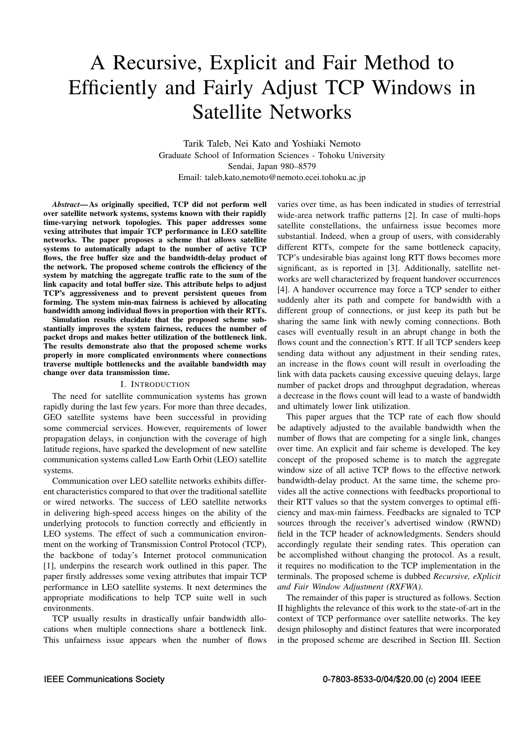# A Recursive, Explicit and Fair Method to Efficiently and Fairly Adjust TCP Windows in Satellite Networks

Tarik Taleb, Nei Kato and Yoshiaki Nemoto
Graduate School of Information Sciences - Tohoku University
Sendai, Japan 980–8579
Email: taleb,kato,nemoto@nemoto.ecei.tohoku.ac.jp

***Abstract*— As originally specified, TCP did not perform well over satellite network systems, systems known with their rapidly time-varying network topologies. This paper addresses some vexing attributes that impair TCP performance in LEO satellite networks. The paper proposes a scheme that allows satellite systems to automatically adapt to the number of active TCP flows, the free buffer size and the bandwidth-delay product of the network. The proposed scheme controls the efficiency of the system by matching the aggregate traffic rate to the sum of the link capacity and total buffer size. This attribute helps to adjust TCP's aggressiveness and to prevent persistent queues from forming. The system min-max fairness is achieved by allocating bandwidth among individual flows in proportion with their RTTs.**

**Simulation results elucidate that the proposed scheme substantially improves the system fairness, reduces the number of packet drops and makes better utilization of the bottleneck link. The results demonstrate also that the proposed scheme works properly in more complicated environments where connections traverse multiple bottlenecks and the available bandwidth may change over data transmission time.**

## I. Introduction

The need for satellite communication systems has grown rapidly during the last few years. For more than three decades, GEO satellite systems have been successful in providing some commercial services. However, requirements of lower propagation delays, in conjunction with the coverage of high latitude regions, have sparked the development of new satellite communication systems called Low Earth Orbit (LEO) satellite systems.

Communication over LEO satellite networks exhibits different characteristics compared to that over the traditional satellite or wired networks. The success of LEO satellite networks in delivering high-speed access hinges on the ability of the underlying protocols to function correctly and efficiently in LEO systems. The effect of such a communication environment on the working of Transmission Control Protocol (TCP), the backbone of today's Internet protocol communication [1], underpins the research work outlined in this paper. The paper firstly addresses some vexing attributes that impair TCP performance in LEO satellite systems. It next determines the appropriate modifications to help TCP suite well in such environments.

TCP usually results in drastically unfair bandwidth allocations when multiple connections share a bottleneck link. This unfairness issue appears when the number of flows varies over time, as has been indicated in studies of terrestrial wide-area network traffic patterns [2]. In case of multi-hops satellite constellations, the unfairness issue becomes more substantial. Indeed, when a group of users, with considerably different RTTs, compete for the same bottleneck capacity, TCP's undesirable bias against long RTT flows becomes more significant, as is reported in [3]. Additionally, satellite networks are well characterized by frequent handover occurrences [4]. A handover occurrence may force a TCP sender to either suddenly alter its path and compete for bandwidth with a different group of connections, or just keep its path but be sharing the same link with newly coming connections. Both cases will eventually result in an abrupt change in both the flows count and the connection's RTT. If all TCP senders keep sending data without any adjustment in their sending rates, an increase in the flows count will result in overloading the link with data packets causing excessive queuing delays, large number of packet drops and throughput degradation, whereas a decrease in the flows count will lead to a waste of bandwidth and ultimately lower link utilization.

This paper argues that the TCP rate of each flow should be adaptively adjusted to the available bandwidth when the number of flows that are competing for a single link, changes over time. An explicit and fair scheme is developed. The key concept of the proposed scheme is to match the aggregate window size of all active TCP flows to the effective network bandwidth-delay product. At the same time, the scheme provides all the active connections with feedbacks proportional to their RTT values so that the system converges to optimal efficiency and max-min fairness. Feedbacks are signaled to TCP sources through the receiver's advertised window (RWND) field in the TCP header of acknowledgments. Senders should accordingly regulate their sending rates. This operation can be accomplished without changing the protocol. As a result, it requires no modification to the TCP implementation in the terminals. The proposed scheme is dubbed *Recursive, eXplicit and Fair Window Adjustment (RXFWA).*

The remainder of this paper is structured as follows. Section II highlights the relevance of this work to the state-of-art in the context of TCP performance over satellite networks. The key design philosophy and distinct features that were incorporated in the proposed scheme are described in Section III. Section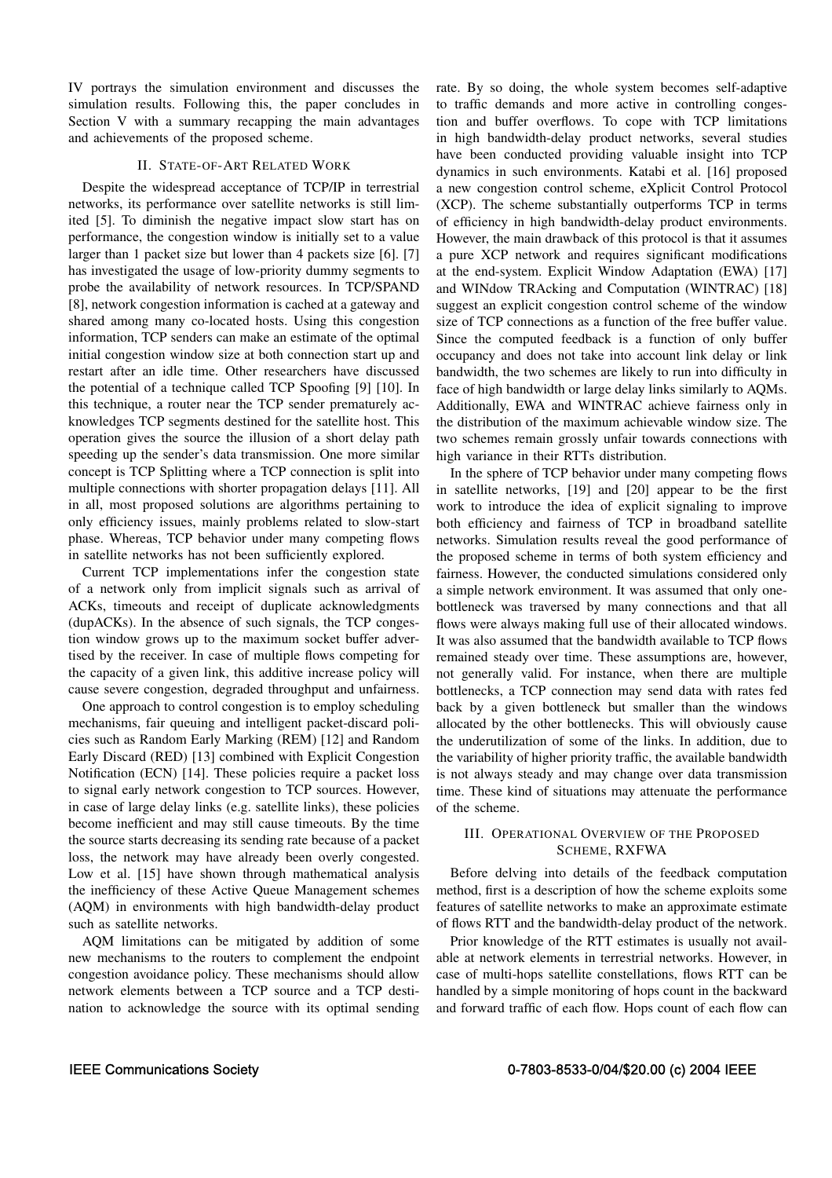IV portrays the simulation environment and discusses the simulation results. Following this, the paper concludes in Section V with a summary recapping the main advantages and achievements of the proposed scheme.

## II. State-of-Art Related Work

Despite the widespread acceptance of TCP/IP in terrestrial networks, its performance over satellite networks is still limited [5]. To diminish the negative impact slow start has on performance, the congestion window is initially set to a value larger than 1 packet size but lower than 4 packets size [6]. [7] has investigated the usage of low-priority dummy segments to probe the availability of network resources. In TCP/SPAND [8], network congestion information is cached at a gateway and shared among many co-located hosts. Using this congestion information, TCP senders can make an estimate of the optimal initial congestion window size at both connection start up and restart after an idle time. Other researchers have discussed the potential of a technique called TCP Spoofing [9] [10]. In this technique, a router near the TCP sender prematurely acknowledges TCP segments destined for the satellite host. This operation gives the source the illusion of a short delay path speeding up the sender's data transmission. One more similar concept is TCP Splitting where a TCP connection is split into multiple connections with shorter propagation delays [11]. All in all, most proposed solutions are algorithms pertaining to only efficiency issues, mainly problems related to slow-start phase. Whereas, TCP behavior under many competing flows in satellite networks has not been sufficiently explored.

Current TCP implementations infer the congestion state of a network only from implicit signals such as arrival of ACKs, timeouts and receipt of duplicate acknowledgments (dupACKs). In the absence of such signals, the TCP congestion window grows up to the maximum socket buffer advertised by the receiver. In case of multiple flows competing for the capacity of a given link, this additive increase policy will cause severe congestion, degraded throughput and unfairness.

One approach to control congestion is to employ scheduling mechanisms, fair queuing and intelligent packet-discard policies such as Random Early Marking (REM) [12] and Random Early Discard (RED) [13] combined with Explicit Congestion Notification (ECN) [14]. These policies require a packet loss to signal early network congestion to TCP sources. However, in case of large delay links (e.g. satellite links), these policies become inefficient and may still cause timeouts. By the time the source starts decreasing its sending rate because of a packet loss, the network may have already been overly congested. Low et al. [15] have shown through mathematical analysis the inefficiency of these Active Queue Management schemes (AQM) in environments with high bandwidth-delay product such as satellite networks.

AQM limitations can be mitigated by addition of some new mechanisms to the routers to complement the endpoint congestion avoidance policy. These mechanisms should allow network elements between a TCP source and a TCP destination to acknowledge the source with its optimal sending rate. By so doing, the whole system becomes self-adaptive to traffic demands and more active in controlling congestion and buffer overflows. To cope with TCP limitations in high bandwidth-delay product networks, several studies have been conducted providing valuable insight into TCP dynamics in such environments. Katabi et al. [16] proposed a new congestion control scheme, eXplicit Control Protocol (XCP). The scheme substantially outperforms TCP in terms of efficiency in high bandwidth-delay product environments. However, the main drawback of this protocol is that it assumes a pure XCP network and requires significant modifications at the end-system. Explicit Window Adaptation (EWA) [17] and WINdow TRAcking and Computation (WINTRAC) [18] suggest an explicit congestion control scheme of the window size of TCP connections as a function of the free buffer value. Since the computed feedback is a function of only buffer occupancy and does not take into account link delay or link bandwidth, the two schemes are likely to run into difficulty in face of high bandwidth or large delay links similarly to AQMs. Additionally, EWA and WINTRAC achieve fairness only in the distribution of the maximum achievable window size. The two schemes remain grossly unfair towards connections with high variance in their RTTs distribution.

In the sphere of TCP behavior under many competing flows in satellite networks, [19] and [20] appear to be the first work to introduce the idea of explicit signaling to improve both efficiency and fairness of TCP in broadband satellite networks. Simulation results reveal the good performance of the proposed scheme in terms of both system efficiency and fairness. However, the conducted simulations considered only a simple network environment. It was assumed that only one-bottleneck was traversed by many connections and that all flows were always making full use of their allocated windows. It was also assumed that the bandwidth available to TCP flows remained steady over time. These assumptions are, however, not generally valid. For instance, when there are multiple bottlenecks, a TCP connection may send data with rates fed back by a given bottleneck but smaller than the windows allocated by the other bottlenecks. This will obviously cause the underutilization of some of the links. In addition, due to the variability of higher priority traffic, the available bandwidth is not always steady and may change over data transmission time. These kind of situations may attenuate the performance of the scheme.

## III. Operational Overview of the Proposed Scheme, RXFWA

Before delving into details of the feedback computation method, first is a description of how the scheme exploits some features of satellite networks to make an approximate estimate of flows RTT and the bandwidth-delay product of the network.

Prior knowledge of the RTT estimates is usually not available at network elements in terrestrial networks. However, in case of multi-hops satellite constellations, flows RTT can be handled by a simple monitoring of hops count in the backward and forward traffic of each flow. Hops count of each flow can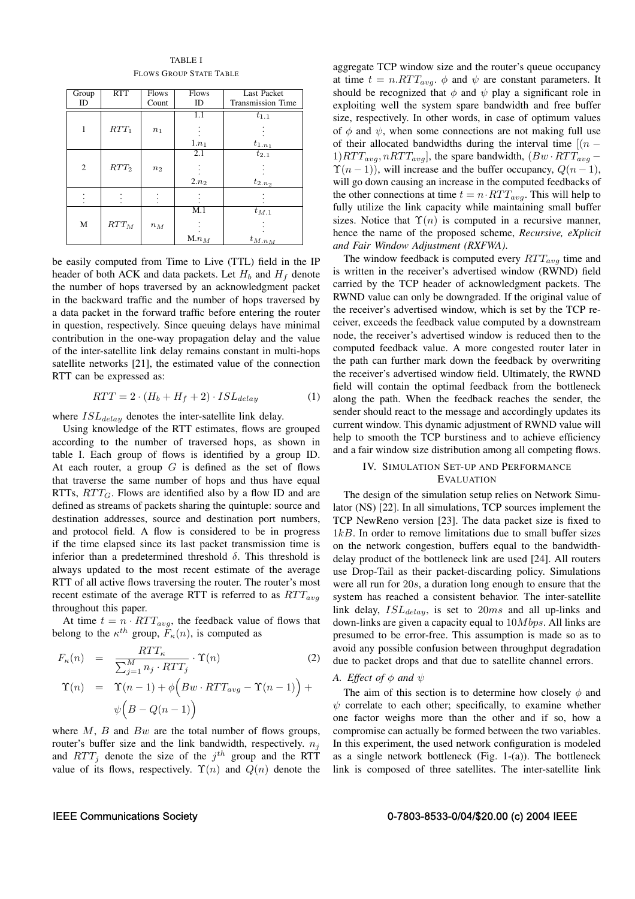TABLE I
FLOWS GROUP STATE TABLE

| Group ID | RTT | Flows Count | Flows ID | Last Packet Transmission Time |
|---|---|---|---|---|
| 1 | $RTT_1$ | $n_1$ | 1.1 | $t_{1.1}$ |
| | | | $\vdots$ | $\vdots$ |
| | | | $1.n_1$ | $t_{1.n_1}$ |
| 2 | $RTT_2$ | $n_2$ | 2.1 | $t_{2.1}$ |
| | | | $\vdots$ | $\vdots$ |
| | | | $2.n_2$ | $t_{2.n_2}$ |
| $\vdots$ | $\vdots$ | $\vdots$ | $\vdots$ | $\vdots$ |
| M | $RTT_M$ | $n_M$ | M.1 | $t_{M.1}$ |
| | | | $\vdots$ | $\vdots$ |
| | | | $M.n_M$ | $t_{M.n_M}$ |

be easily computed from Time to Live (TTL) field in the IP header of both ACK and data packets. Let $H_b$ and $H_f$ denote the number of hops traversed by an acknowledgment packet in the backward traffic and the number of hops traversed by a data packet in the forward traffic before entering the router in question, respectively. Since queuing delays have minimal contribution in the one-way propagation delay and the value of the inter-satellite link delay remains constant in multi-hops satellite networks [21], the estimated value of the connection RTT can be expressed as:

$$RTT = 2 \cdot (H_b + H_f + 2) \cdot ISL_{delay} \tag{1}$$

where $ISL_{delay}$ denotes the inter-satellite link delay.

Using knowledge of the RTT estimates, flows are grouped according to the number of traversed hops, as shown in table I. Each group of flows is identified by a group ID. At each router, a group $G$ is defined as the set of flows that traverse the same number of hops and thus have equal RTTs, $RTT_G$. Flows are identified also by a flow ID and are defined as streams of packets sharing the quintuple: source and destination addresses, source and destination port numbers, and protocol field. A flow is considered to be in progress if the time elapsed since its last packet transmission time is inferior than a predetermined threshold $\delta$. This threshold is always updated to the most recent estimate of the average RTT of all active flows traversing the router. The router's most recent estimate of the average RTT is referred to as $RTT_{avg}$ throughout this paper.

At time $t = n \cdot RTT_{avg}$, the feedback value of flows that belong to the $\kappa^{th}$ group, $F_\kappa(n)$, is computed as

$$\begin{aligned} F_\kappa(n) &= \frac{RTT_\kappa}{\sum_{j=1}^{M} n_j \cdot RTT_j} \cdot \Upsilon(n) \qquad (2) \\ \Upsilon(n) &= \Upsilon(n-1) + \phi\Big(Bw \cdot RTT_{avg} - \Upsilon(n-1)\Big) + \\ &\quad \psi\Big(B - Q(n-1)\Big) \end{aligned}$$

where $M$, $B$ and $Bw$ are the total number of flows groups, router's buffer size and the link bandwidth, respectively. $n_j$ and $RTT_j$ denote the size of the $j^{th}$ group and the RTT value of its flows, respectively. $\Upsilon(n)$ and $Q(n)$ denote the aggregate TCP window size and the router's queue occupancy at time $t = n.RTT_{avg}$. $\phi$ and $\psi$ are constant parameters. It should be recognized that $\phi$ and $\psi$ play a significant role in exploiting well the system spare bandwidth and free buffer size, respectively. In other words, in case of optimum values of $\phi$ and $\psi$, when some connections are not making full use of their allocated bandwidths during the interval time $[(n-1)RTT_{avg}, nRTT_{avg}]$, the spare bandwidth, $(Bw \cdot RTT_{avg} - \Upsilon(n-1))$, will increase and the buffer occupancy, $Q(n-1)$, will go down causing an increase in the computed feedbacks of the other connections at time $t = n \cdot RTT_{avg}$. This will help to fully utilize the link capacity while maintaining small buffer sizes. Notice that $\Upsilon(n)$ is computed in a recursive manner, hence the name of the proposed scheme, ***Recursive, eXplicit and Fair Window Adjustment (RXFWA)***.

The window feedback is computed every $RTT_{avg}$ time and is written in the receiver's advertised window (RWND) field carried by the TCP header of acknowledgment packets. The RWND value can only be downgraded. If the original value of the receiver's advertised window, which is set by the TCP receiver, exceeds the feedback value computed by a downstream node, the receiver's advertised window is reduced then to the computed feedback value. A more congested router later in the path can further mark down the feedback by overwriting the receiver's advertised window field. Ultimately, the RWND field will contain the optimal feedback from the bottleneck along the path. When the feedback reaches the sender, the sender should react to the message and accordingly updates its current window. This dynamic adjustment of RWND value will help to smooth the TCP burstiness and to achieve efficiency and a fair window size distribution among all competing flows.

## IV. SIMULATION SET-UP AND PERFORMANCE EVALUATION

The design of the simulation setup relies on Network Simulator (NS) [22]. In all simulations, TCP sources implement the TCP NewReno version [23]. The data packet size is fixed to $1kB$. In order to remove limitations due to small buffer sizes on the network congestion, buffers equal to the bandwidth-delay product of the bottleneck link are used [24]. All routers use Drop-Tail as their packet-discarding policy. Simulations were all run for $20s$, a duration long enough to ensure that the system has reached a consistent behavior. The inter-satellite link delay, $ISL_{delay}$, is set to $20ms$ and all up-links and down-links are given a capacity equal to $10Mbps$. All links are presumed to be error-free. This assumption is made so as to avoid any possible confusion between throughput degradation due to packet drops and that due to satellite channel errors.

### A. Effect of $\phi$ and $\psi$

The aim of this section is to determine how closely $\phi$ and $\psi$ correlate to each other; specifically, to examine whether one factor weighs more than the other and if so, how a compromise can actually be formed between the two variables. In this experiment, the used network configuration is modeled as a single network bottleneck (Fig. 1-(a)). The bottleneck link is composed of three satellites. The inter-satellite link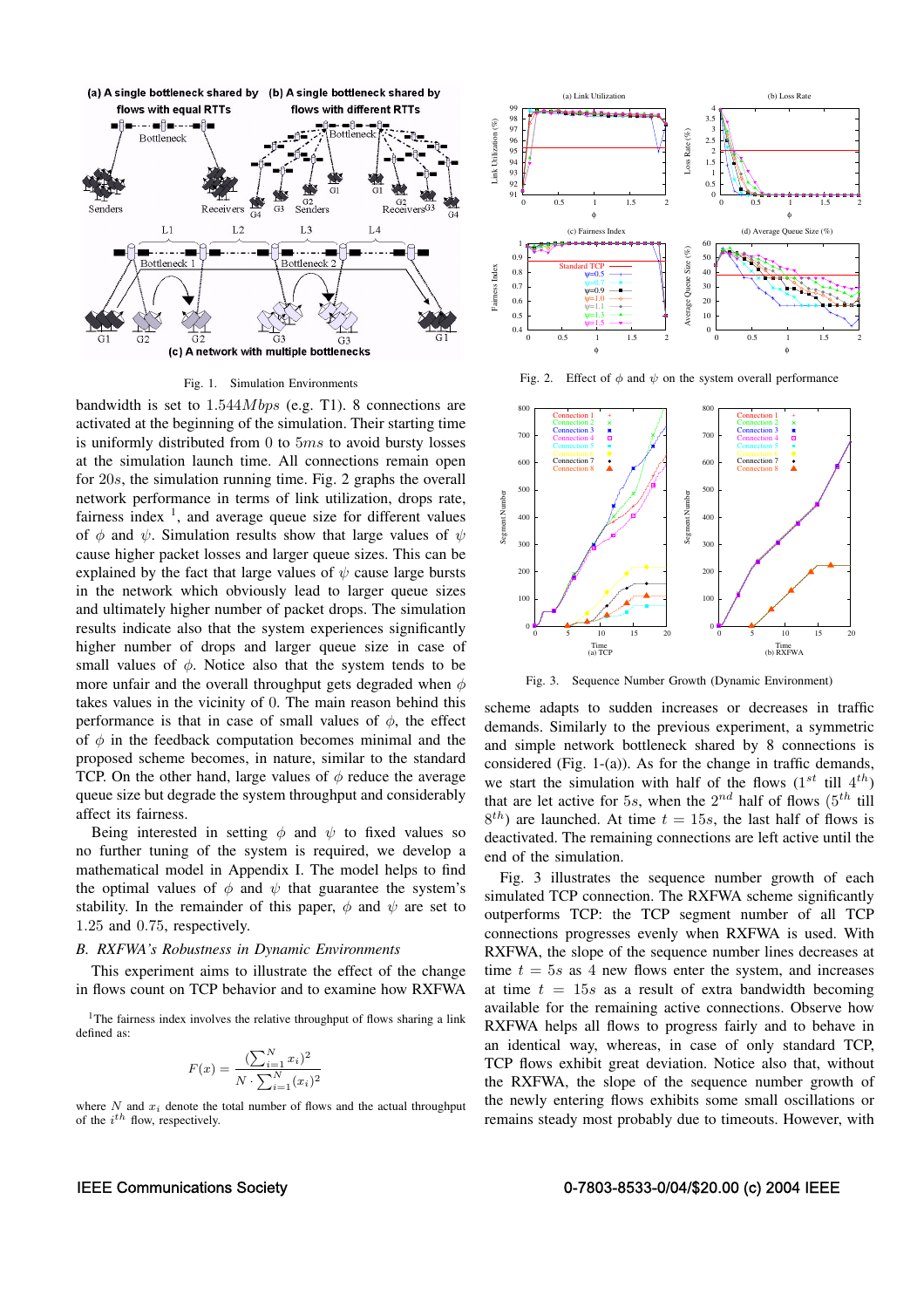Fig. 1. Simulation Environments

bandwidth is set to $1.544Mbps$ (e.g. T1). 8 connections are activated at the beginning of the simulation. Their starting time is uniformly distributed from 0 to $5ms$ to avoid bursty losses at the simulation launch time. All connections remain open for $20s$, the simulation running time. Fig. 2 graphs the overall network performance in terms of link utilization, drops rate, fairness index [1], and average queue size for different values of $\phi$ and $\psi$. Simulation results show that large values of $\psi$ cause higher packet losses and larger queue sizes. This can be explained by the fact that large values of $\psi$ cause large bursts in the network which obviously lead to larger queue sizes and ultimately higher number of packet drops. The simulation results indicate also that the system experiences significantly higher number of drops and larger queue size in case of small values of $\phi$. Notice also that the system tends to be more unfair and the overall throughput gets degraded when $\phi$ takes values in the vicinity of 0. The main reason behind this performance is that in case of small values of $\phi$, the effect of $\phi$ in the feedback computation becomes minimal and the proposed scheme becomes, in nature, similar to the standard TCP. On the other hand, large values of $\phi$ reduce the average queue size but degrade the system throughput and considerably affect its fairness.

Being interested in setting $\phi$ and $\psi$ to fixed values so no further tuning of the system is required, we develop a mathematical model in Appendix I. The model helps to find the optimal values of $\phi$ and $\psi$ that guarantee the system's stability. In the remainder of this paper, $\phi$ and $\psi$ are set to 1.25 and 0.75, respectively.

### B. RXFWA's Robustness in Dynamic Environments

This experiment aims to illustrate the effect of the change in flows count on TCP behavior and to examine how RXFWA scheme adapts to sudden increases or decreases in traffic demands. Similarly to the previous experiment, a symmetric and simple network bottleneck shared by 8 connections is considered (Fig. 1-(a)). As for the change in traffic demands, we start the simulation with half of the flows ($1^{st}$ till $4^{th}$) that are let active for $5s$, when the $2^{nd}$ half of flows ($5^{th}$ till $8^{th}$) are launched. At time $t = 15s$, the last half of flows is deactivated. The remaining connections are left active until the end of the simulation.

Fig. 3 illustrates the sequence number growth of each simulated TCP connection. The RXFWA scheme significantly outperforms TCP: the TCP segment number of all TCP connections progresses evenly when RXFWA is used. With RXFWA, the slope of the sequence number lines decreases at time $t = 5s$ as 4 new flows enter the system, and increases at time $t = 15s$ as a result of extra bandwidth becoming available for the remaining active connections. Observe how RXFWA helps all flows to progress fairly and to behave in an identical way, whereas, in case of only standard TCP, TCP flows exhibit great deviation. Notice also that, without the RXFWA, the slope of the sequence number growth of the newly entering flows exhibits some small oscillations or remains steady most probably due to timeouts. However, with

Fig. 2. Effect of $\phi$ and $\psi$ on the system overall performance

Fig. 3. Sequence Number Growth (Dynamic Environment)

[1] The fairness index involves the relative throughput of flows sharing a link defined as:

$$F(x) = \frac{(\sum_{i=1}^{N} x_i)^2}{N \cdot \sum_{i=1}^{N} (x_i)^2}$$

where $N$ and $x_i$ denote the total number of flows and the actual throughput of the $i^{th}$ flow, respectively.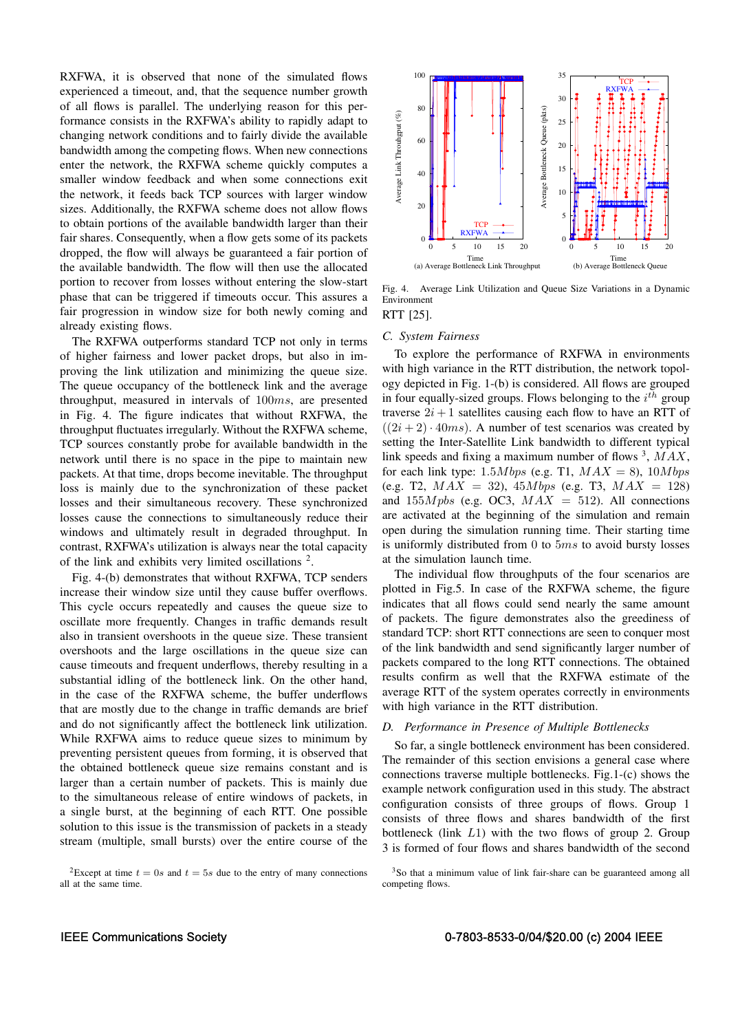RXFWA, it is observed that none of the simulated flows experienced a timeout, and, that the sequence number growth of all flows is parallel. The underlying reason for this performance consists in the RXFWA's ability to rapidly adapt to changing network conditions and to fairly divide the available bandwidth among the competing flows. When new connections enter the network, the RXFWA scheme quickly computes a smaller window feedback and when some connections exit the network, it feeds back TCP sources with larger window sizes. Additionally, the RXFWA scheme does not allow flows to obtain portions of the available bandwidth larger than their fair shares. Consequently, when a flow gets some of its packets dropped, the flow will always be guaranteed a fair portion of the available bandwidth. The flow will then use the allocated portion to recover from losses without entering the slow-start phase that can be triggered if timeouts occur. This assures a fair progression in window size for both newly coming and already existing flows.

The RXFWA outperforms standard TCP not only in terms of higher fairness and lower packet drops, but also in improving the link utilization and minimizing the queue size. The queue occupancy of the bottleneck link and the average throughput, measured in intervals of $100ms$, are presented in Fig. 4. The figure indicates that without RXFWA, the throughput fluctuates irregularly. Without the RXFWA scheme, TCP sources constantly probe for available bandwidth in the network until there is no space in the pipe to maintain new packets. At that time, drops become inevitable. The throughput loss is mainly due to the synchronization of these packet losses and their simultaneous recovery. These synchronized losses cause the connections to simultaneously reduce their windows and ultimately result in degraded throughput. In contrast, RXFWA's utilization is always near the total capacity of the link and exhibits very limited oscillations [2].

Fig. 4-(b) demonstrates that without RXFWA, TCP senders increase their window size until they cause buffer overflows. This cycle occurs repeatedly and causes the queue size to oscillate more frequently. Changes in traffic demands result also in transient overshoots in the queue size. These transient overshoots and the large oscillations in the queue size can cause timeouts and frequent underflows, thereby resulting in a substantial idling of the bottleneck link. On the other hand, in the case of the RXFWA scheme, the buffer underflows that are mostly due to the change in traffic demands are brief and do not significantly affect the bottleneck link utilization. While RXFWA aims to reduce queue sizes to minimum by preventing persistent queues from forming, it is observed that the obtained bottleneck queue size remains constant and is larger than a certain number of packets. This is mainly due to the simultaneous release of entire windows of packets, in a single burst, at the beginning of each RTT. One possible solution to this issue is the transmission of packets in a steady stream (multiple, small bursts) over the entire course of the RTT [25].

[2] Except at time $t = 0s$ and $t = 5s$ due to the entry of many connections all at the same time.

Average Link Throughput (%)
100
80
60
40
20
0
0 5 10 15 20
Time
TCP
RXFWA
(a) Average Bottleneck Link Throughput

Average Bottleneck Queue (pkts)
35
30
25
20
15
10
5
0
0 5 10 15 20
Time
TCP
RXFWA
(b) Average Bottleneck Queue

Fig. 4. Average Link Utilization and Queue Size Variations in a Dynamic Environment

### C. System Fairness

To explore the performance of RXFWA in environments with high variance in the RTT distribution, the network topology depicted in Fig. 1-(b) is considered. All flows are grouped in four equally-sized groups. Flows belonging to the $i^{th}$ group traverse $2i+1$ satellites causing each flow to have an RTT of $((2i+2) \cdot 40ms)$. A number of test scenarios was created by setting the Inter-Satellite Link bandwidth to different typical link speeds and fixing a maximum number of flows [3], $MAX$, for each link type: $1.5Mbps$ (e.g. T1, $MAX = 8$), $10Mbps$ (e.g. T2, $MAX = 32$), $45Mbps$ (e.g. T3, $MAX = 128$) and $155Mpbs$ (e.g. OC3, $MAX = 512$). All connections are activated at the beginning of the simulation and remain open during the simulation running time. Their starting time is uniformly distributed from 0 to $5ms$ to avoid bursty losses at the simulation launch time.

The individual flow throughputs of the four scenarios are plotted in Fig.5. In case of the RXFWA scheme, the figure indicates that all flows could send nearly the same amount of packets. The figure demonstrates also the greediness of standard TCP: short RTT connections are seen to conquer most of the link bandwidth and send significantly larger number of packets compared to the long RTT connections. The obtained results confirm as well that the RXFWA estimate of the average RTT of the system operates correctly in environments with high variance in the RTT distribution.

### D. Performance in Presence of Multiple Bottlenecks

So far, a single bottleneck environment has been considered. The remainder of this section envisions a general case where connections traverse multiple bottlenecks. Fig.1-(c) shows the example network configuration used in this study. The abstract configuration consists of three groups of flows. Group 1 consists of three flows and shares bandwidth of the first bottleneck (link $L1$) with the two flows of group 2. Group 3 is formed of four flows and shares bandwidth of the second

[3] So that a minimum value of link fair-share can be guaranteed among all competing flows.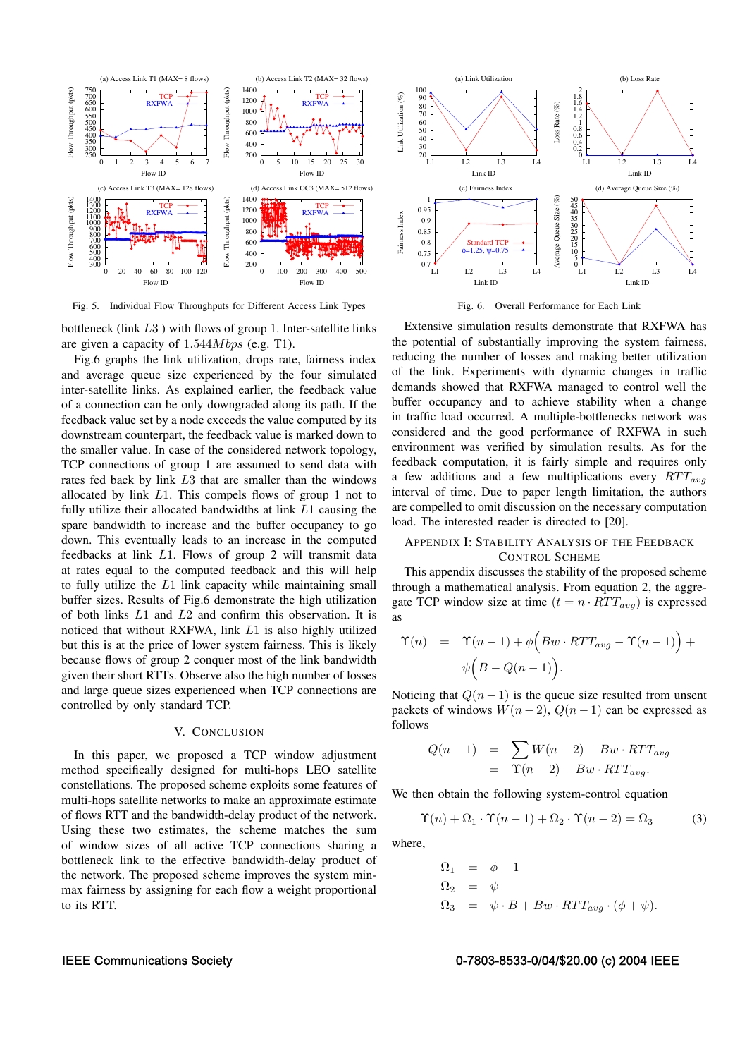Fig. 5. Individual Flow Throughputs for Different Access Link Types

Fig. 6. Overall Performance for Each Link

bottleneck (link $L3$ ) with flows of group 1. Inter-satellite links are given a capacity of $1.544Mbps$ (e.g. T1).

Fig.6 graphs the link utilization, drops rate, fairness index and average queue size experienced by the four simulated inter-satellite links. As explained earlier, the feedback value of a connection can be only downgraded along its path. If the feedback value set by a node exceeds the value computed by its downstream counterpart, the feedback value is marked down to the smaller value. In case of the considered network topology, TCP connections of group 1 are assumed to send data with rates fed back by link $L3$ that are smaller than the windows allocated by link $L1$. This compels flows of group 1 not to fully utilize their allocated bandwidths at link $L1$ causing the spare bandwidth to increase and the buffer occupancy to go down. This eventually leads to an increase in the computed feedbacks at link $L1$. Flows of group 2 will transmit data at rates equal to the computed feedback and this will help to fully utilize the $L1$ link capacity while maintaining small buffer sizes. Results of Fig.6 demonstrate the high utilization of both links $L1$ and $L2$ and confirm this observation. It is noticed that without RXFWA, link $L1$ is also highly utilized but this is at the price of lower system fairness. This is likely because flows of group 2 conquer most of the link bandwidth given their short RTTs. Observe also the high number of losses and large queue sizes experienced when TCP connections are controlled by only standard TCP.

## V. Conclusion

In this paper, we proposed a TCP window adjustment method specifically designed for multi-hops LEO satellite constellations. The proposed scheme exploits some features of multi-hops satellite networks to make an approximate estimate of flows RTT and the bandwidth-delay product of the network. Using these two estimates, the scheme matches the sum of window sizes of all active TCP connections sharing a bottleneck link to the effective bandwidth-delay product of the network. The proposed scheme improves the system min-max fairness by assigning for each flow a weight proportional to its RTT.

Extensive simulation results demonstrate that RXFWA has the potential of substantially improving the system fairness, reducing the number of losses and making better utilization of the link. Experiments with dynamic changes in traffic demands showed that RXFWA managed to control well the buffer occupancy and to achieve stability when a change in traffic load occurred. A multiple-bottlenecks network was considered and the good performance of RXFWA in such environment was verified by simulation results. As for the feedback computation, it is fairly simple and requires only a few additions and a few multiplications every $RTT_{avg}$ interval of time. Due to paper length limitation, the authors are compelled to omit discussion on the necessary computation load. The interested reader is directed to [20].

## Appendix I: Stability Analysis of the Feedback Control Scheme

This appendix discusses the stability of the proposed scheme through a mathematical analysis. From equation 2, the aggregate TCP window size at time $(t = n \cdot RTT_{avg})$ is expressed as

$$\begin{aligned}\Upsilon(n) &= \Upsilon(n-1) + \phi\Big(Bw \cdot RTT_{avg} - \Upsilon(n-1)\Big) + \\ &\quad \psi\Big(B - Q(n-1)\Big).\end{aligned}$$

Noticing that $Q(n-1)$ is the queue size resulted from unsent packets of windows $W(n-2)$, $Q(n-1)$ can be expressed as follows

$$\begin{aligned}Q(n-1) &= \sum W(n-2) - Bw \cdot RTT_{avg} \\ &= \Upsilon(n-2) - Bw \cdot RTT_{avg}.\end{aligned}$$

We then obtain the following system-control equation

$$\Upsilon(n) + \Omega_1 \cdot \Upsilon(n-1) + \Omega_2 \cdot \Upsilon(n-2) = \Omega_3 \qquad (3)$$

where,

$$\begin{aligned}\Omega_1 &= \phi - 1 \\ \Omega_2 &= \psi \\ \Omega_3 &= \psi \cdot B + Bw \cdot RTT_{avg} \cdot (\phi + \psi).\end{aligned}$$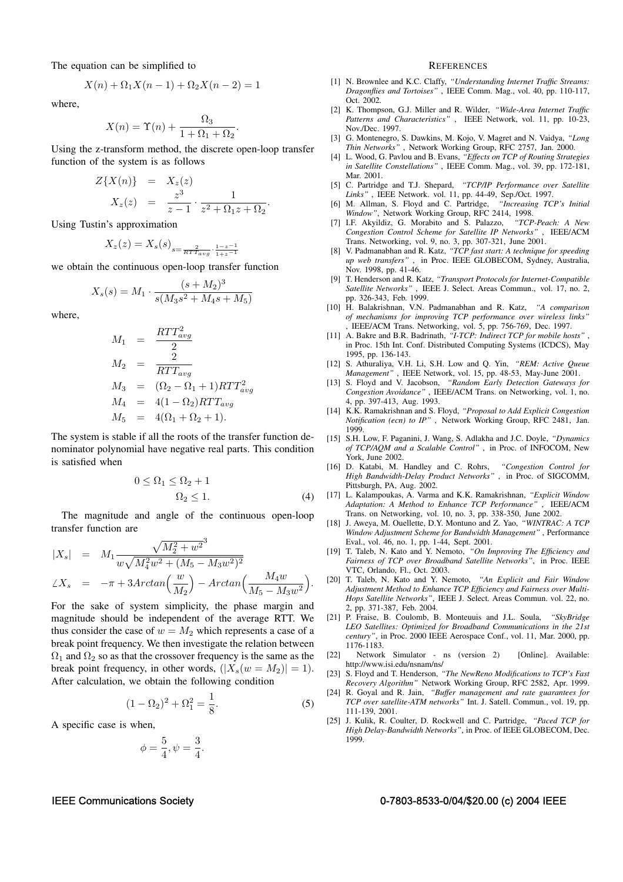The equation can be simplified to

$$X(n) + \Omega_1 X(n-1) + \Omega_2 X(n-2) = 1$$

where,

$$X(n) = \Upsilon(n) + \frac{\Omega_3}{1 + \Omega_1 + \Omega_2}.$$

Using the z-transform method, the discrete open-loop transfer function of the system is as follows

$$\begin{aligned} Z\{X(n)\} &= X_z(z) \\ X_z(z) &= \frac{z^3}{z-1} \cdot \frac{1}{z^2 + \Omega_1 z + \Omega_2}. \end{aligned}$$

Using Tustin's approximation

$$X_z(z) = X_s(s)_{s = \frac{2}{RTT_{avg}} \cdot \frac{1-z^{-1}}{1+z^{-1}}}$$

we obtain the continuous open-loop transfer function

$$X_s(s) = M_1 \cdot \frac{(s + M_2)^3}{s(M_3 s^2 + M_4 s + M_5)}$$

where,

$$\begin{aligned} M_1 &= \frac{RTT_{avg}^2}{2} \\ M_2 &= \frac{2}{RTT_{avg}} \\ M_3 &= (\Omega_2 - \Omega_1 + 1) RTT_{avg}^2 \\ M_4 &= 4(1 - \Omega_2) RTT_{avg} \\ M_5 &= 4(\Omega_1 + \Omega_2 + 1). \end{aligned}$$

The system is stable if all the roots of the transfer function denominator polynomial have negative real parts. This condition is satisfied when

$$\begin{aligned} 0 \leq \Omega_1 \leq \Omega_2 + 1 \\ \Omega_2 \leq 1. \end{aligned} \tag{4}$$

The magnitude and angle of the continuous open-loop transfer function are

$$\begin{aligned} |X_s| &= M_1 \frac{\sqrt{M_2^2 + w^2}^3}{w\sqrt{M_4^2 w^2 + (M_5 - M_3 w^2)^2}} \\ \angle X_s &= -\pi + 3Arctan\Big(\frac{w}{M_2}\Big) - Arctan\Big(\frac{M_4 w}{M_5 - M_3 w^2}\Big). \end{aligned}$$

For the sake of system simplicity, the phase margin and magnitude should be independent of the average RTT. We thus consider the case of $w = M_2$ which represents a case of a break point frequency. We then investigate the relation between $\Omega_1$ and $\Omega_2$ so as that the crossover frequency is the same as the break point frequency, in other words, $(|X_s(w = M_2)| = 1)$. After calculation, we obtain the following condition

$$(1 - \Omega_2)^2 + \Omega_1^2 = \frac{1}{8}. \tag{5}$$

A specific case is when,

$$\phi = \frac{5}{4}, \psi = \frac{3}{4}.$$

## REFERENCES

[1] N. Brownlee and K.C. Claffy, *"Understanding Internet Traffic Streams: Dragonflies and Tortoises"* , IEEE Comm. Mag., vol. 40, pp. 110-117, Oct. 2002.

[2] K. Thompson, G.J. Miller and R. Wilder, *"Wide-Area Internet Traffic Patterns and Characteristics"* , IEEE Network, vol. 11, pp. 10-23, Nov./Dec. 1997.

[3] G. Montenegro, S. Dawkins, M. Kojo, V. Magret and N. Vaidya, *"Long Thin Networks"* , Network Working Group, RFC 2757, Jan. 2000.

[4] L. Wood, G. Pavlou and B. Evans, *"Effects on TCP of Routing Strategies in Satellite Constellations"* , IEEE Comm. Mag., vol. 39, pp. 172-181, Mar. 2001.

[5] C. Partridge and T.J. Shepard, *"TCP/IP Performance over Satellite Links"* , IEEE Network. vol. 11, pp. 44-49, Sep./Oct. 1997.

[6] M. Allman, S. Floyd and C. Partridge, *"Increasing TCP's Initial Window"*, Network Working Group, RFC 2414, 1998.

[7] I.F. Akyildiz, G. Morabito and S. Palazzo, *"TCP-Peach: A New Congestion Control Scheme for Satellite IP Networks"* , IEEE/ACM Trans. Networking, vol. 9, no. 3, pp. 307-321, June 2001.

[8] V. Padmanabhan and R. Katz, *"TCP fast start: A technique for speeding up web transfers"* , in Proc. IEEE GLOBECOM, Sydney, Australia, Nov. 1998, pp. 41-46.

[9] T. Henderson and R. Katz, *"Transport Protocols for Internet-Compatible Satellite Networks"* , IEEE J. Select. Areas Commun., vol. 17, no. 2, pp. 326-343, Feb. 1999.

[10] H. Balakrishnan, V.N. Padmanabhan and R. Katz, *"A comparison of mechanisms for improving TCP performance over wireless links"* , IEEE/ACM Trans. Networking, vol. 5, pp. 756-769, Dec. 1997.

[11] A. Bakre and B.R. Badrinath, *"I-TCP: Indirect TCP for mobile hosts"* , in Proc. 15th Int. Conf. Distributed Computing Systems (ICDCS), May 1995, pp. 136-143.

[12] S. Athuraliya, V.H. Li, S.H. Low and Q. Yin, *"REM: Active Queue Management"* , IEEE Network, vol. 15, pp. 48-53, May-June 2001.

[13] S. Floyd and V. Jacobson, *"Random Early Detection Gateways for Congestion Avoidance"* , IEEE/ACM Trans. on Networking, vol. 1, no. 4, pp. 397-413, Aug. 1993.

[14] K.K. Ramakrishnan and S. Floyd, *"Proposal to Add Explicit Congestion Notification (ecn) to IP"* , Network Working Group, RFC 2481, Jan. 1999.

[15] S.H. Low, F. Paganini, J. Wang, S. Adlakha and J.C. Doyle, *"Dynamics of TCP/AQM and a Scalable Control"* , in Proc. of INFOCOM, New York, June 2002.

[16] D. Katabi, M. Handley and C. Rohrs, *"Congestion Control for High Bandwidth-Delay Product Networks"* , in Proc. of SIGCOMM, Pittsburgh, PA, Aug. 2002.

[17] L. Kalampoukas, A. Varma and K.K. Ramakrishnan, *"Explicit Window Adaptation: A Method to Enhance TCP Performance"* , IEEE/ACM Trans. on Networking, vol. 10, no. 3, pp. 338-350, June 2002.

[18] J. Aweya, M. Ouellette, D.Y. Montuno and Z. Yao, *"WINTRAC: A TCP Window Adjustment Scheme for Bandwidth Management"* , Performance Eval., vol. 46, no. 1, pp. 1-44, Sept. 2001.

[19] T. Taleb, N. Kato and Y. Nemoto, *"On Improving The Efficiency and Fairness of TCP over Broadband Satellite Networks"*, in Proc. IEEE VTC, Orlando, Fl., Oct. 2003.

[20] T. Taleb, N. Kato and Y. Nemoto, *"An Explicit and Fair Window Adjustment Method to Enhance TCP Efficiency and Fairness over Multi-Hops Satellite Networks"*, IEEE J. Select. Areas Commun. vol. 22, no. 2, pp. 371-387, Feb. 2004.

[21] P. Fraise, B. Coulomb, B. Monteuuis and J.L. Soula, *"SkyBridge LEO Satellites: Optimized for Broadband Communications in the 21st century"*, in Proc. 2000 IEEE Aerospace Conf., vol. 11, Mar. 2000, pp. 1176-1183.

[22] Network Simulator - ns (version 2) [Online]. Available: http://www.isi.edu/nsnam/ns/

[23] S. Floyd and T. Henderson, *"The NewReno Modifications to TCP's Fast Recovery Algorithm"* Network Working Group, RFC 2582, Apr. 1999.

[24] R. Goyal and R. Jain, *"Buffer management and rate guarantees for TCP over satellite-ATM networks"* Int. J. Satell. Commun., vol. 19, pp. 111-139, 2001.

[25] J. Kulik, R. Coulter, D. Rockwell and C. Partridge, *"Paced TCP for High Delay-Bandwidth Networks"*, in Proc. of IEEE GLOBECOM, Dec. 1999.